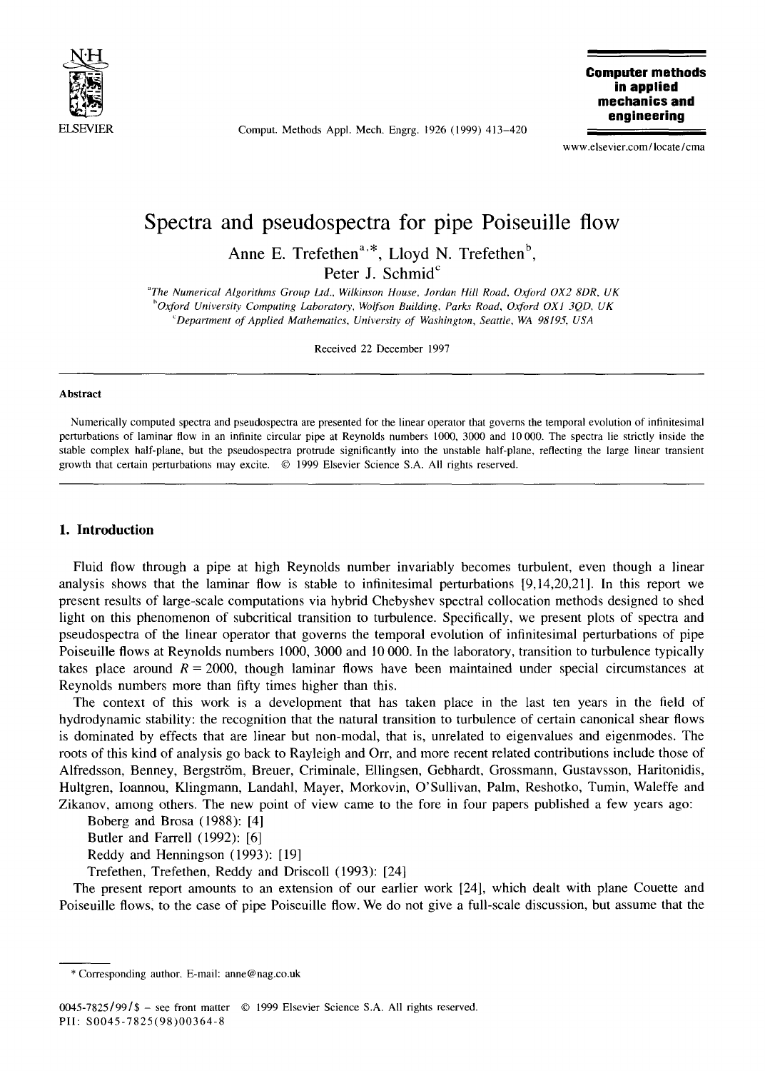# Spectra and pseudospectra for pipe Poiseuille flow

Anne E. Trefethen[a,*], Lloyd N. Trefethen[b], Peter J. Schmid[c]

[a] The Numerical Algorithms Group Ltd., Wilkinson House, Jordan Hill Road, Oxford OX2 8DR, UK
[b] Oxford University Computing Laboratory, Wolfson Building, Parks Road, Oxford OX1 3QD, UK
[c] Department of Applied Mathematics, University of Washington, Seattle, WA 98195, USA

Received 22 December 1997

## Abstract

Numerically computed spectra and pseudospectra are presented for the linear operator that governs the temporal evolution of infinitesimal perturbations of laminar flow in an infinite circular pipe at Reynolds numbers 1000, 3000 and 10 000. The spectra lie strictly inside the stable complex half-plane, but the pseudospectra protrude significantly into the unstable half-plane, reflecting the large linear transient growth that certain perturbations may excite. © 1999 Elsevier Science S.A. All rights reserved.

## 1. Introduction

Fluid flow through a pipe at high Reynolds number invariably becomes turbulent, even though a linear analysis shows that the laminar flow is stable to infinitesimal perturbations [9,14,20,21]. In this report we present results of large-scale computations via hybrid Chebyshev spectral collocation methods designed to shed light on this phenomenon of subcritical transition to turbulence. Specifically, we present plots of spectra and pseudospectra of the linear operator that governs the temporal evolution of infinitesimal perturbations of pipe Poiseuille flows at Reynolds numbers 1000, 3000 and 10 000. In the laboratory, transition to turbulence typically takes place around $R = 2000$, though laminar flows have been maintained under special circumstances at Reynolds numbers more than fifty times higher than this.

The context of this work is a development that has taken place in the last ten years in the field of hydrodynamic stability: the recognition that the natural transition to turbulence of certain canonical shear flows is dominated by effects that are linear but non-modal, that is, unrelated to eigenvalues and eigenmodes. The roots of this kind of analysis go back to Rayleigh and Orr, and more recent related contributions include those of Alfredsson, Benney, Bergström, Breuer, Criminale, Ellingsen, Gebhardt, Grossmann, Gustavsson, Haritonidis, Hultgren, Ioannou, Klingmann, Landahl, Mayer, Morkovin, O'Sullivan, Palm, Reshotko, Tumin, Waleffe and Zikanov, among others. The new point of view came to the fore in four papers published a few years ago:

Boberg and Brosa (1988): [4]
Butler and Farrell (1992): [6]
Reddy and Henningson (1993): [19]
Trefethen, Trefethen, Reddy and Driscoll (1993): [24]

The present report amounts to an extension of our earlier work [24], which dealt with plane Couette and Poiseuille flows, to the case of pipe Poiseuille flow. We do not give a full-scale discussion, but assume that the

* Corresponding author. E-mail: anne@nag.co.uk

0045-7825/99/$ – see front matter © 1999 Elsevier Science S.A. All rights reserved.
PII: S0045-7825(98)00364-8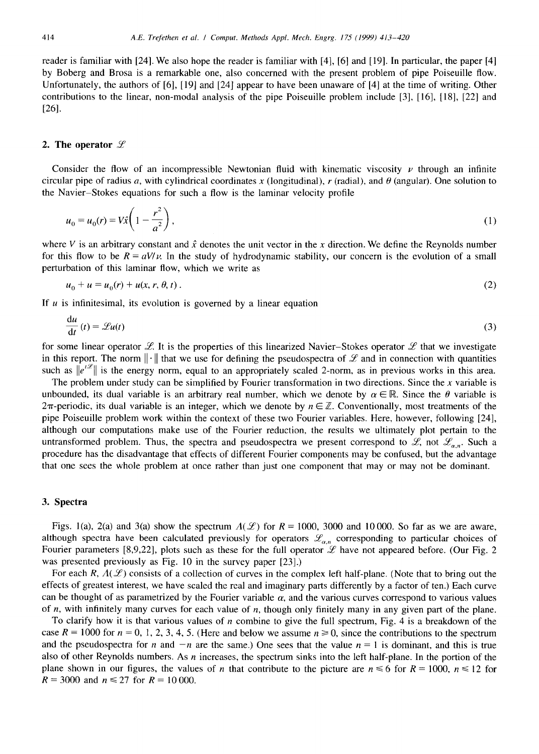reader is familiar with [24]. We also hope the reader is familiar with [4], [6] and [19]. In particular, the paper [4] by Boberg and Brosa is a remarkable one, also concerned with the present problem of pipe Poiseuille flow. Unfortunately, the authors of [6], [19] and [24] appear to have been unaware of [4] at the time of writing. Other contributions to the linear, non-modal analysis of the pipe Poiseuille problem include [3], [16], [18], [22] and [26].

## 2. The operator $\mathscr{L}$

Consider the flow of an incompressible Newtonian fluid with kinematic viscosity $\nu$ through an infinite circular pipe of radius $a$, with cylindrical coordinates $x$ (longitudinal), $r$ (radial), and $\theta$ (angular). One solution to the Navier–Stokes equations for such a flow is the laminar velocity profile

$$u_0 = u_0(r) = V\hat{x}\left(1 - \frac{r^2}{a^2}\right), \tag{1}$$

where $V$ is an arbitrary constant and $\hat{x}$ denotes the unit vector in the $x$ direction. We define the Reynolds number for this flow to be $R = aV/\nu$. In the study of hydrodynamic stability, our concern is the evolution of a small perturbation of this laminar flow, which we write as

$$u_0 + u = u_0(r) + u(x, r, \theta, t). \tag{2}$$

If $u$ is infinitesimal, its evolution is governed by a linear equation

$$\frac{\mathrm{d}u}{\mathrm{d}t}(t) = \mathscr{L}u(t) \tag{3}$$

for some linear operator $\mathscr{L}$. It is the properties of this linearized Navier–Stokes operator $\mathscr{L}$ that we investigate in this report. The norm $\|\cdot\|$ that we use for defining the pseudospectra of $\mathscr{L}$ and in connection with quantities such as $\|e^{t\mathscr{L}}\|$ is the energy norm, equal to an appropriately scaled 2-norm, as in previous works in this area.

The problem under study can be simplified by Fourier transformation in two directions. Since the $x$ variable is unbounded, its dual variable is an arbitrary real number, which we denote by $\alpha \in \mathbb{R}$. Since the $\theta$ variable is $2\pi$-periodic, its dual variable is an integer, which we denote by $n \in \mathbb{Z}$. Conventionally, most treatments of the pipe Poiseuille problem work within the context of these two Fourier variables. Here, however, following [24], although our computations make use of the Fourier reduction, the results we ultimately plot pertain to the untransformed problem. Thus, the spectra and pseudospectra we present correspond to $\mathscr{L}$, not $\mathscr{L}_{\alpha,n}$. Such a procedure has the disadvantage that effects of different Fourier components may be confused, but the advantage that one sees the whole problem at once rather than just one component that may or may not be dominant.

## 3. Spectra

Figs. 1(a), 2(a) and 3(a) show the spectrum $\Lambda(\mathscr{L})$ for $R = 1000$, 3000 and 10 000. So far as we are aware, although spectra have been calculated previously for operators $\mathscr{L}_{\alpha,n}$ corresponding to particular choices of Fourier parameters [8,9,22], plots such as these for the full operator $\mathscr{L}$ have not appeared before. (Our Fig. 2 was presented previously as Fig. 10 in the survey paper [23].)

For each $R$, $\Lambda(\mathscr{L})$ consists of a collection of curves in the complex left half-plane. (Note that to bring out the effects of greatest interest, we have scaled the real and imaginary parts differently by a factor of ten.) Each curve can be thought of as parametrized by the Fourier variable $\alpha$, and the various curves correspond to various values of $n$, with infinitely many curves for each value of $n$, though only finitely many in any given part of the plane.

To clarify how it is that various values of $n$ combine to give the full spectrum, Fig. 4 is a breakdown of the case $R = 1000$ for $n = 0, 1, 2, 3, 4, 5$. (Here and below we assume $n \geq 0$, since the contributions to the spectrum and the pseudospectra for $n$ and $-n$ are the same.) One sees that the value $n = 1$ is dominant, and this is true also of other Reynolds numbers. As $n$ increases, the spectrum sinks into the left half-plane. In the portion of the plane shown in our figures, the values of $n$ that contribute to the picture are $n \leq 6$ for $R = 1000$, $n \leq 12$ for $R = 3000$ and $n \leq 27$ for $R = 10\,000$.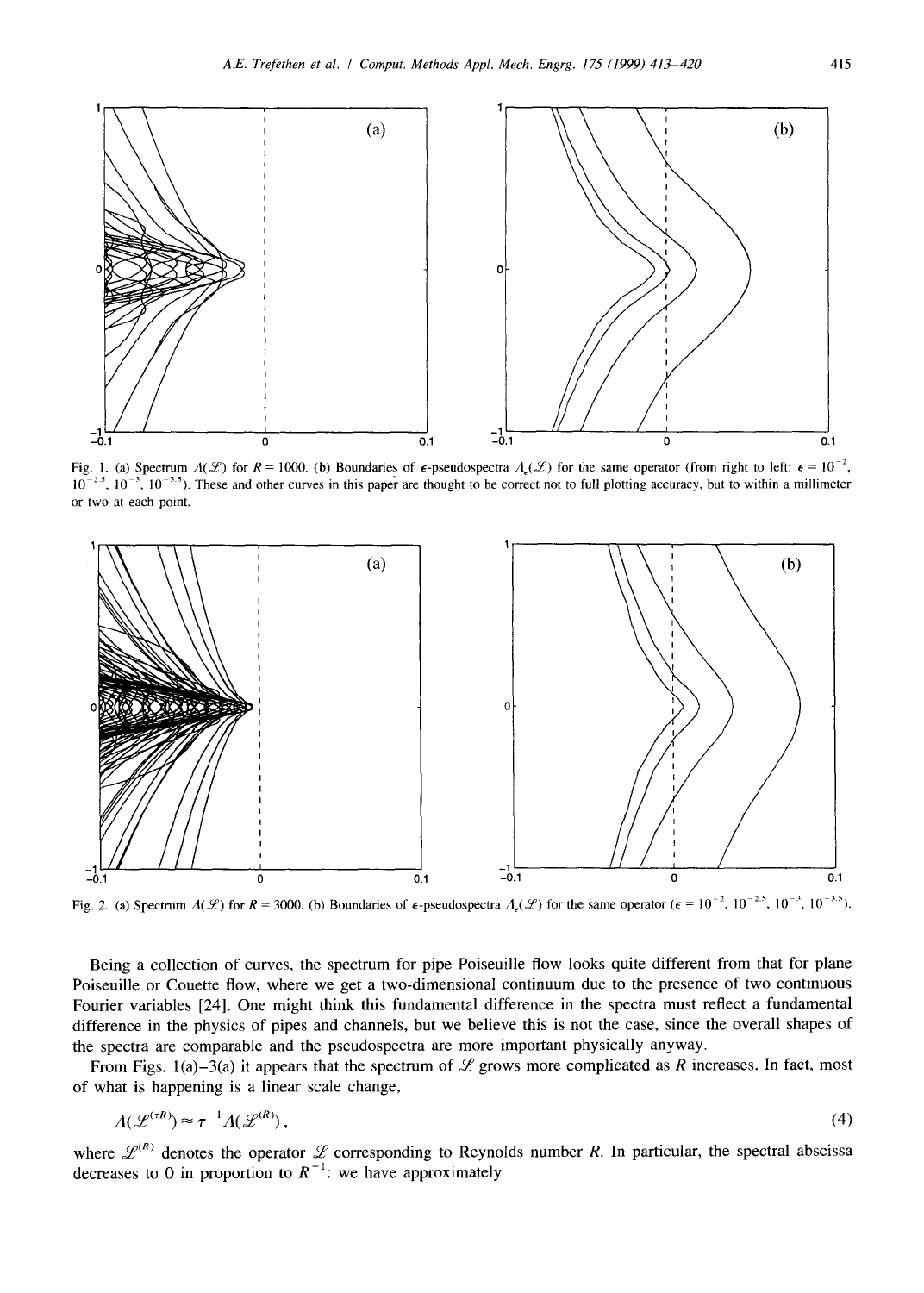Fig. 1. (a) Spectrum $\Lambda(\mathscr{L})$ for $R = 1000$. (b) Boundaries of $\epsilon$-pseudospectra $\Lambda_\epsilon(\mathscr{L})$ for the same operator (from right to left: $\epsilon = 10^{-2}$, $10^{-2.5}$, $10^{-3}$, $10^{-3.5}$). These and other curves in this paper are thought to be correct not to full plotting accuracy, but to within a millimeter or two at each point.

Fig. 2. (a) Spectrum $\Lambda(\mathscr{L})$ for $R = 3000$. (b) Boundaries of $\epsilon$-pseudospectra $\Lambda_\epsilon(\mathscr{L})$ for the same operator ($\epsilon = 10^{-2}$, $10^{-2.5}$, $10^{-3}$, $10^{-3.5}$).

Being a collection of curves, the spectrum for pipe Poiseuille flow looks quite different from that for plane Poiseuille or Couette flow, where we get a two-dimensional continuum due to the presence of two continuous Fourier variables [24]. One might think this fundamental difference in the spectra must reflect a fundamental difference in the physics of pipes and channels, but we believe this is not the case, since the overall shapes of the spectra are comparable and the pseudospectra are more important physically anyway.

From Figs. 1(a)–3(a) it appears that the spectrum of $\mathscr{L}$ grows more complicated as $R$ increases. In fact, most of what is happening is a linear scale change,

$$\Lambda(\mathscr{L}^{(\tau R)}) \approx \tau^{-1}\Lambda(\mathscr{L}^{(R)}), \tag{4}$$

where $\mathscr{L}^{(R)}$ denotes the operator $\mathscr{L}$ corresponding to Reynolds number $R$. In particular, the spectral abscissa decreases to 0 in proportion to $R^{-1}$: we have approximately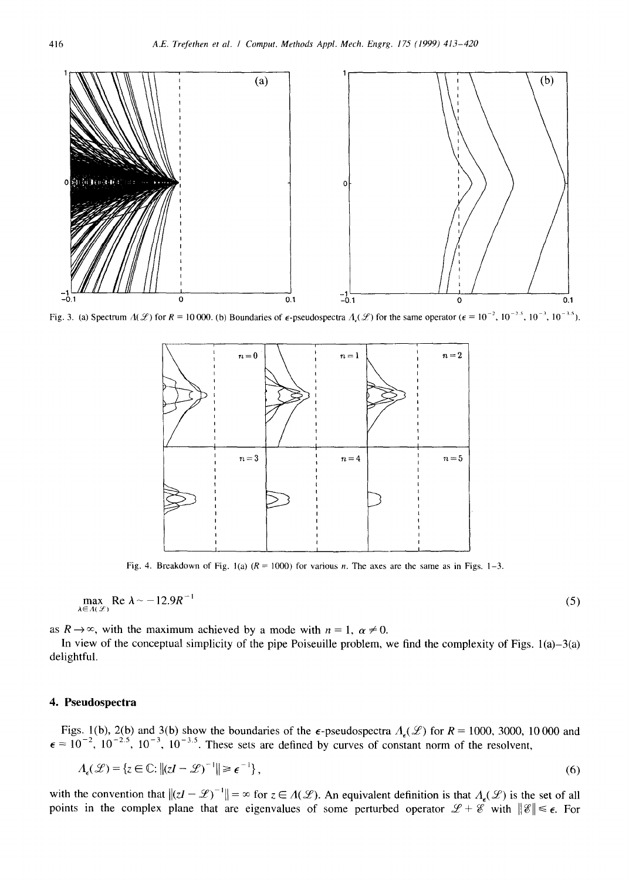Fig. 3. (a) Spectrum $\Lambda(\mathcal{L})$ for $R = 10\,000$. (b) Boundaries of $\epsilon$-pseudospectra $\Lambda_\epsilon(\mathcal{L})$ for the same operator ($\epsilon = 10^{-2}, 10^{-2.5}, 10^{-3}, 10^{-3.5}$).

Fig. 4. Breakdown of Fig. 1(a) ($R = 1000$) for various $n$. The axes are the same as in Figs. 1–3.

$$\max_{\lambda \in \Lambda(\mathcal{L})} \operatorname{Re} \lambda \sim -12.9R^{-1} \tag{5}$$

as $R \to \infty$, with the maximum achieved by a mode with $n = 1$, $\alpha \neq 0$.

In view of the conceptual simplicity of the pipe Poiseuille problem, we find the complexity of Figs. 1(a)–3(a) delightful.

## 4. Pseudospectra

Figs. 1(b), 2(b) and 3(b) show the boundaries of the $\epsilon$-pseudospectra $\Lambda_\epsilon(\mathcal{L})$ for $R = 1000$, 3000, 10 000 and $\epsilon = 10^{-2}$, $10^{-2.5}$, $10^{-3}$, $10^{-3.5}$. These sets are defined by curves of constant norm of the resolvent,

$$\Lambda_\epsilon(\mathcal{L}) = \{z \in \mathbb{C} : \|(zI - \mathcal{L})^{-1}\| \geq \epsilon^{-1}\}, \tag{6}$$

with the convention that $\|(zI - \mathcal{L})^{-1}\| = \infty$ for $z \in \Lambda(\mathcal{L})$. An equivalent definition is that $\Lambda_\epsilon(\mathcal{L})$ is the set of all points in the complex plane that are eigenvalues of some perturbed operator $\mathcal{L} + \mathcal{E}$ with $\|\mathcal{E}\| \leq \epsilon$. For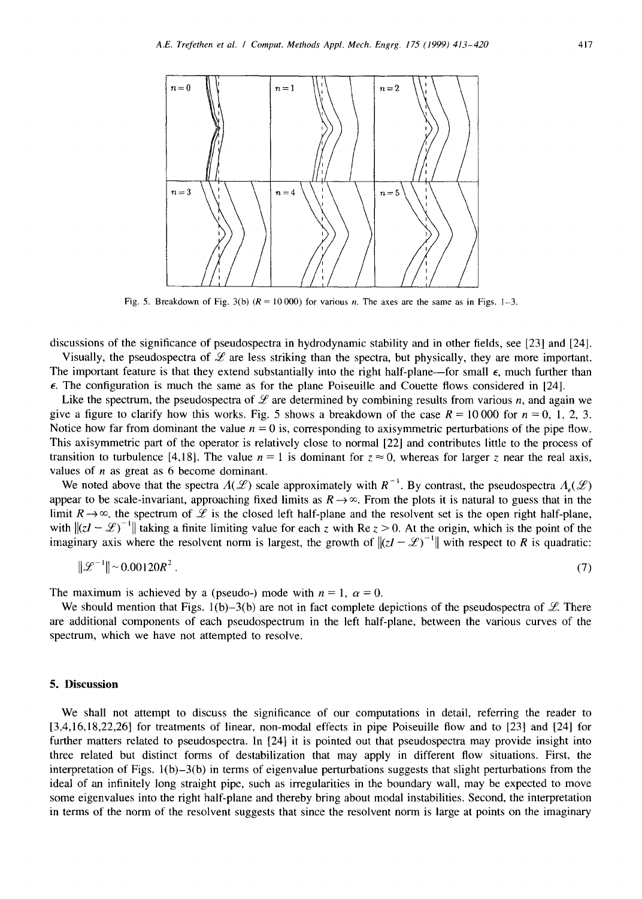Fig. 5. Breakdown of Fig. 3(b) ($R = 10\,000$) for various $n$. The axes are the same as in Figs. 1–3.

discussions of the significance of pseudospectra in hydrodynamic stability and in other fields, see [23] and [24].

Visually, the pseudospectra of $\mathscr{L}$ are less striking than the spectra, but physically, they are more important. The important feature is that they extend substantially into the right half-plane—for small $\epsilon$, much further than $\epsilon$. The configuration is much the same as for the plane Poiseuille and Couette flows considered in [24].

Like the spectrum, the pseudospectra of $\mathscr{L}$ are determined by combining results from various $n$, and again we give a figure to clarify how this works. Fig. 5 shows a breakdown of the case $R = 10\,000$ for $n = 0, 1, 2, 3$. Notice how far from dominant the value $n = 0$ is, corresponding to axisymmetric perturbations of the pipe flow. This axisymmetric part of the operator is relatively close to normal [22] and contributes little to the process of transition to turbulence [4,18]. The value $n = 1$ is dominant for $z \approx 0$, whereas for larger $z$ near the real axis, values of $n$ as great as 6 become dominant.

We noted above that the spectra $\Lambda(\mathscr{L})$ scale approximately with $R^{-1}$. By contrast, the pseudospectra $\Lambda_\epsilon(\mathscr{L})$ appear to be scale-invariant, approaching fixed limits as $R \to \infty$. From the plots it is natural to guess that in the limit $R \to \infty$, the spectrum of $\mathscr{L}$ is the closed left half-plane and the resolvent set is the open right half-plane, with $\|(zI - \mathscr{L})^{-1}\|$ taking a finite limiting value for each $z$ with $\operatorname{Re} z > 0$. At the origin, which is the point of the imaginary axis where the resolvent norm is largest, the growth of $\|(zI - \mathscr{L})^{-1}\|$ with respect to $R$ is quadratic:

$$\|\mathscr{L}^{-1}\| \sim 0.00120R^2 . \tag{7}$$

The maximum is achieved by a (pseudo-) mode with $n = 1$, $\alpha = 0$.

We should mention that Figs. 1(b)–3(b) are not in fact complete depictions of the pseudospectra of $\mathscr{L}$. There are additional components of each pseudospectrum in the left half-plane, between the various curves of the spectrum, which we have not attempted to resolve.

## 5. Discussion

We shall not attempt to discuss the significance of our computations in detail, referring the reader to [3,4,16,18,22,26] for treatments of linear, non-modal effects in pipe Poiseuille flow and to [23] and [24] for further matters related to pseudospectra. In [24] it is pointed out that pseudospectra may provide insight into three related but distinct forms of destabilization that may apply in different flow situations. First, the interpretation of Figs. 1(b)–3(b) in terms of eigenvalue perturbations suggests that slight perturbations from the ideal of an infinitely long straight pipe, such as irregularities in the boundary wall, may be expected to move some eigenvalues into the right half-plane and thereby bring about modal instabilities. Second, the interpretation in terms of the norm of the resolvent suggests that since the resolvent norm is large at points on the imaginary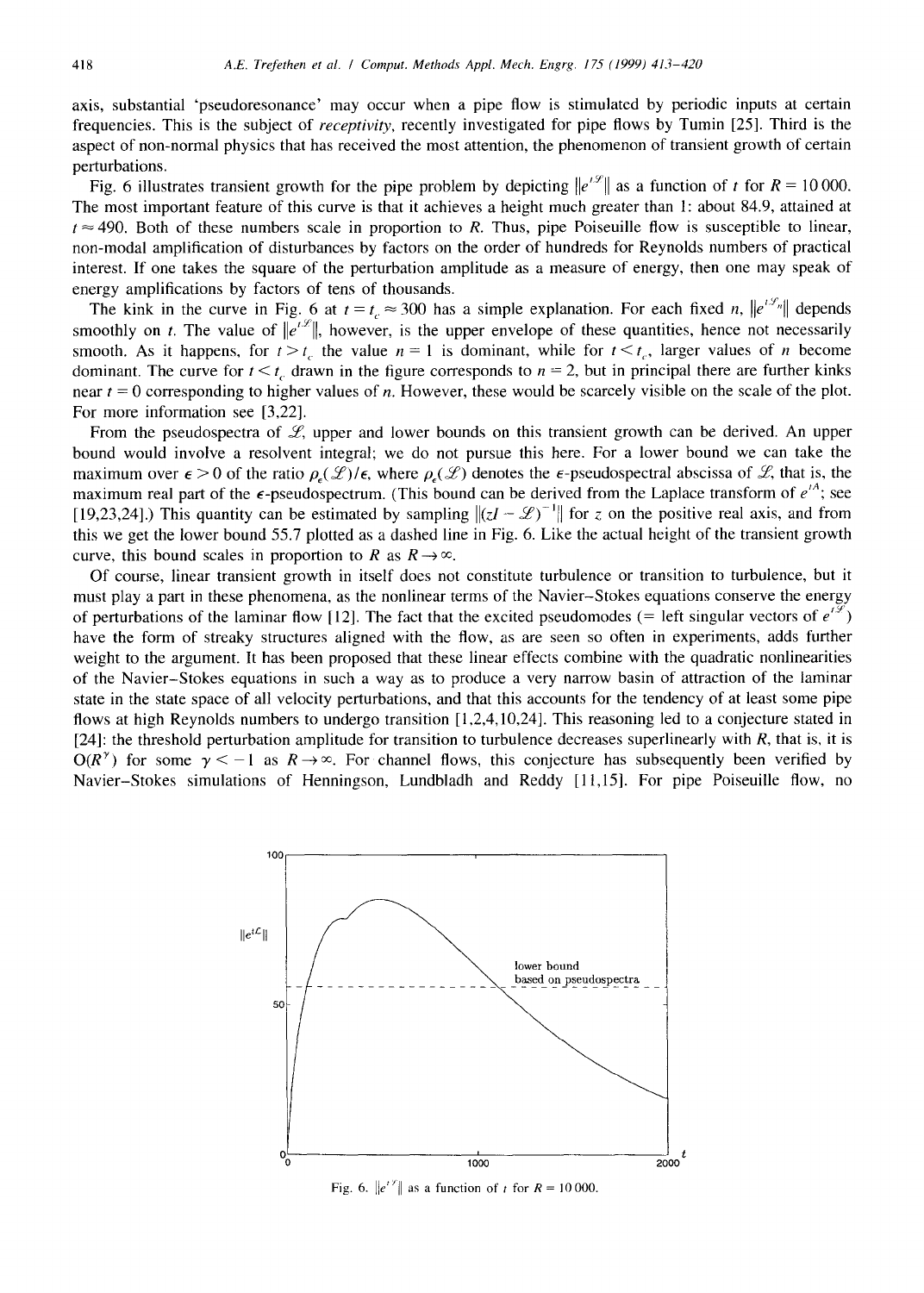axis, substantial 'pseudoresonance' may occur when a pipe flow is stimulated by periodic inputs at certain frequencies. This is the subject of *receptivity*, recently investigated for pipe flows by Tumin [25]. Third is the aspect of non-normal physics that has received the most attention, the phenomenon of transient growth of certain perturbations.

Fig. 6 illustrates transient growth for the pipe problem by depicting $\|e^{t\mathscr{L}}\|$ as a function of $t$ for $R = 10\,000$. The most important feature of this curve is that it achieves a height much greater than 1: about 84.9, attained at $t \approx 490$. Both of these numbers scale in proportion to $R$. Thus, pipe Poiseuille flow is susceptible to linear, non-modal amplification of disturbances by factors on the order of hundreds for Reynolds numbers of practical interest. If one takes the square of the perturbation amplitude as a measure of energy, then one may speak of energy amplifications by factors of tens of thousands.

The kink in the curve in Fig. 6 at $t = t_c \approx 300$ has a simple explanation. For each fixed $n$, $\|e^{t\mathscr{L}_n}\|$ depends smoothly on $t$. The value of $\|e^{t\mathscr{L}}\|$, however, is the upper envelope of these quantities, hence not necessarily smooth. As it happens, for $t > t_c$ the value $n = 1$ is dominant, while for $t < t_c$, larger values of $n$ become dominant. The curve for $t < t_c$ drawn in the figure corresponds to $n = 2$, but in principal there are further kinks near $t = 0$ corresponding to higher values of $n$. However, these would be scarcely visible on the scale of the plot. For more information see [3,22].

From the pseudospectra of $\mathscr{L}$, upper and lower bounds on this transient growth can be derived. An upper bound would involve a resolvent integral; we do not pursue this here. For a lower bound we can take the maximum over $\epsilon > 0$ of the ratio $\rho_\epsilon(\mathscr{L})/\epsilon$, where $\rho_\epsilon(\mathscr{L})$ denotes the $\epsilon$-pseudospectral abscissa of $\mathscr{L}$, that is, the maximum real part of the $\epsilon$-pseudospectrum. (This bound can be derived from the Laplace transform of $e^{tA}$; see [19,23,24].) This quantity can be estimated by sampling $\|(zI - \mathscr{L})^{-1}\|$ for $z$ on the positive real axis, and from this we get the lower bound 55.7 plotted as a dashed line in Fig. 6. Like the actual height of the transient growth curve, this bound scales in proportion to $R$ as $R \to \infty$.

Of course, linear transient growth in itself does not constitute turbulence or transition to turbulence, but it must play a part in these phenomena, as the nonlinear terms of the Navier–Stokes equations conserve the energy of perturbations of the laminar flow [12]. The fact that the excited pseudomodes (= left singular vectors of $e^{t\mathscr{L}}$) have the form of streaky structures aligned with the flow, as are seen so often in experiments, adds further weight to the argument. It has been proposed that these linear effects combine with the quadratic nonlinearities of the Navier–Stokes equations in such a way as to produce a very narrow basin of attraction of the laminar state in the state space of all velocity perturbations, and that this accounts for the tendency of at least some pipe flows at high Reynolds numbers to undergo transition [1,2,4,10,24]. This reasoning led to a conjecture stated in [24]: the threshold perturbation amplitude for transition to turbulence decreases superlinearly with $R$, that is, it is $O(R^\gamma)$ for some $\gamma < -1$ as $R \to \infty$. For channel flows, this conjecture has subsequently been verified by Navier–Stokes simulations of Henningson, Lundbladh and Reddy [11,15]. For pipe Poiseuille flow, no

Fig. 6. $\|e^{t\mathscr{L}}\|$ as a function of $t$ for $R = 10\,000$.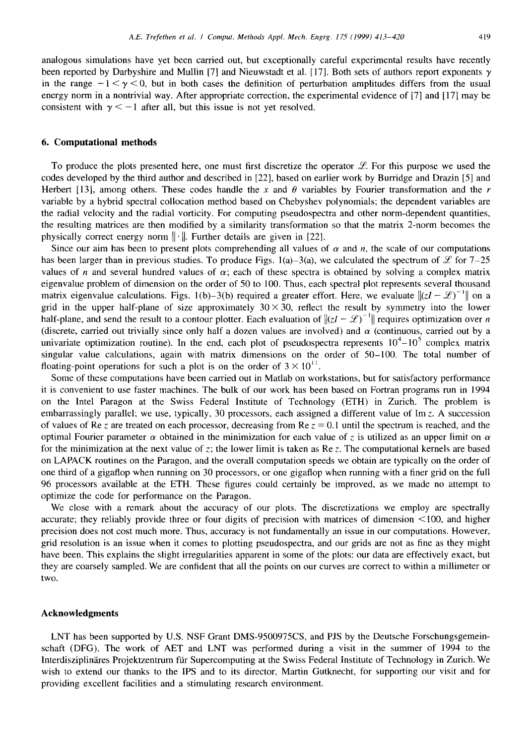analogous simulations have yet been carried out, but exceptionally careful experimental results have recently been reported by Darbyshire and Mullin [7] and Nieuwstadt et al. [17]. Both sets of authors report exponents $\gamma$ in the range $-1 < \gamma < 0$, but in both cases the definition of perturbation amplitudes differs from the usual energy norm in a nontrivial way. After appropriate correction, the experimental evidence of [7] and [17] may be consistent with $\gamma < -1$ after all, but this issue is not yet resolved.

## 6. Computational methods

To produce the plots presented here, one must first discretize the operator $\mathscr{L}$. For this purpose we used the codes developed by the third author and described in [22], based on earlier work by Burridge and Drazin [5] and Herbert [13], among others. These codes handle the $x$ and $\theta$ variables by Fourier transformation and the $r$ variable by a hybrid spectral collocation method based on Chebyshev polynomials; the dependent variables are the radial velocity and the radial vorticity. For computing pseudospectra and other norm-dependent quantities, the resulting matrices are then modified by a similarity transformation so that the matrix 2-norm becomes the physically correct energy norm $\|\cdot\|$. Further details are given in [22].

Since our aim has been to present plots comprehending all values of $\alpha$ and $n$, the scale of our computations has been larger than in previous studies. To produce Figs. 1(a)–3(a), we calculated the spectrum of $\mathscr{L}$ for 7–25 values of $n$ and several hundred values of $\alpha$; each of these spectra is obtained by solving a complex matrix eigenvalue problem of dimension on the order of 50 to 100. Thus, each spectral plot represents several thousand matrix eigenvalue calculations. Figs. 1(b)–3(b) required a greater effort. Here, we evaluate $\|(zI - \mathscr{L})^{-1}\|$ on a grid in the upper half-plane of size approximately $30 \times 30$, reflect the result by symmetry into the lower half-plane, and send the result to a contour plotter. Each evaluation of $\|(zI - \mathscr{L})^{-1}\|$ requires optimization over $n$ (discrete, carried out trivially since only half a dozen values are involved) and $\alpha$ (continuous, carried out by a univariate optimization routine). In the end, each plot of pseudospectra represents $10^4$–$10^5$ complex matrix singular value calculations, again with matrix dimensions on the order of 50–100. The total number of floating-point operations for such a plot is on the order of $3 \times 10^{11}$.

Some of these computations have been carried out in Matlab on workstations, but for satisfactory performance it is convenient to use faster machines. The bulk of our work has been based on Fortran programs run in 1994 on the Intel Paragon at the Swiss Federal Institute of Technology (ETH) in Zurich. The problem is embarrassingly parallel; we use, typically, 30 processors, each assigned a different value of $\operatorname{Im} z$. A succession of values of $\operatorname{Re} z$ are treated on each processor, decreasing from $\operatorname{Re} z = 0.1$ until the spectrum is reached, and the optimal Fourier parameter $\alpha$ obtained in the minimization for each value of $z$ is utilized as an upper limit on $\alpha$ for the minimization at the next value of $z$; the lower limit is taken as $\operatorname{Re} z$. The computational kernels are based on LAPACK routines on the Paragon, and the overall computation speeds we obtain are typically on the order of one third of a gigaflop when running on 30 processors, or one gigaflop when running with a finer grid on the full 96 processors available at the ETH. These figures could certainly be improved, as we made no attempt to optimize the code for performance on the Paragon.

We close with a remark about the accuracy of our plots. The discretizations we employ are spectrally accurate; they reliably provide three or four digits of precision with matrices of dimension $<100$, and higher precision does not cost much more. Thus, accuracy is not fundamentally an issue in our computations. However, grid resolution is an issue when it comes to plotting pseudospectra, and our grids are not as fine as they might have been. This explains the slight irregularities apparent in some of the plots: our data are effectively exact, but they are coarsely sampled. We are confident that all the points on our curves are correct to within a millimeter or two.

## Acknowledgments

LNT has been supported by U.S. NSF Grant DMS-9500975CS, and PJS by the Deutsche Forschungsgemeinschaft (DFG). The work of AET and LNT was performed during a visit in the summer of 1994 to the Interdisziplinäres Projektzentrum für Supercomputing at the Swiss Federal Institute of Technology in Zurich. We wish to extend our thanks to the IPS and to its director, Martin Gutknecht, for supporting our visit and for providing excellent facilities and a stimulating research environment.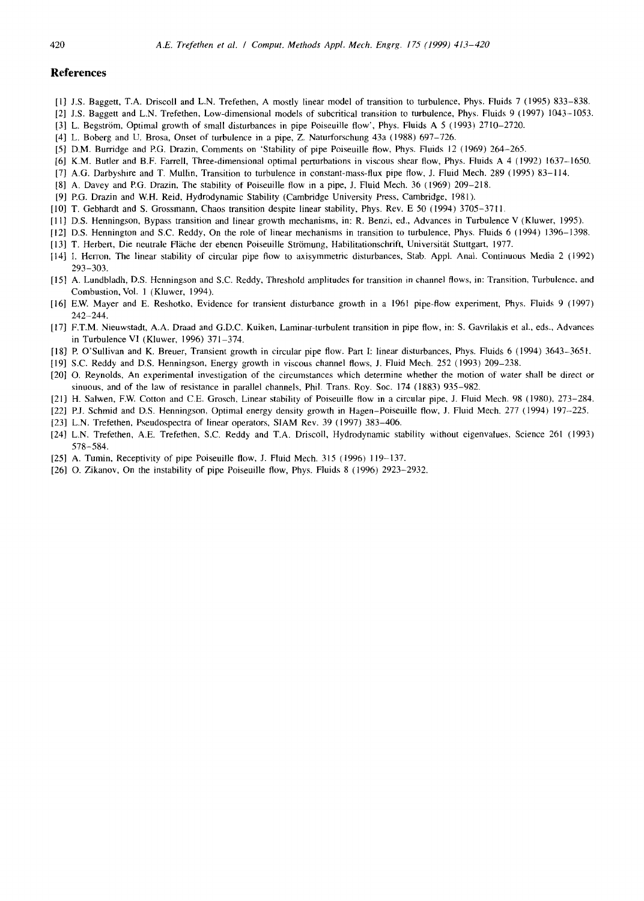## References

[1] J.S. Baggett, T.A. Driscoll and L.N. Trefethen, A mostly linear model of transition to turbulence, Phys. Fluids 7 (1995) 833–838.

[2] J.S. Baggett and L.N. Trefethen, Low-dimensional models of subcritical transition to turbulence, Phys. Fluids 9 (1997) 1043–1053.

[3] L. Begström, Optimal growth of small disturbances in pipe Poiseuille flow', Phys. Fluids A 5 (1993) 2710–2720.

[4] L. Boberg and U. Brosa, Onset of turbulence in a pipe, Z. Naturforschung 43a (1988) 697–726.

[5] D.M. Burridge and P.G. Drazin, Comments on 'Stability of pipe Poiseuille flow, Phys. Fluids 12 (1969) 264–265.

[6] K.M. Butler and B.F. Farrell, Three-dimensional optimal perturbations in viscous shear flow, Phys. Fluids A 4 (1992) 1637–1650.

[7] A.G. Darbyshire and T. Mullin, Transition to turbulence in constant-mass-flux pipe flow, J. Fluid Mech. 289 (1995) 83–114.

[8] A. Davey and P.G. Drazin, The stability of Poiseuille flow in a pipe, J. Fluid Mech. 36 (1969) 209–218.

[9] P.G. Drazin and W.H. Reid, Hydrodynamic Stability (Cambridge University Press, Cambridge, 1981).

[10] T. Gebhardt and S. Grossmann, Chaos transition despite linear stability, Phys. Rev. E 50 (1994) 3705–3711.

[11] D.S. Henningson, Bypass transition and linear growth mechanisms, in: R. Benzi, ed., Advances in Turbulence V (Kluwer, 1995).

[12] D.S. Hennington and S.C. Reddy, On the role of linear mechanisms in transition to turbulence, Phys. Fluids 6 (1994) 1396–1398.

[13] T. Herbert, Die neutrale Fläche der ebenen Poiseuille Strömung, Habilitationschrift, Universität Stuttgart, 1977.

[14] I. Herron, The linear stability of circular pipe flow to axisymmetric disturbances, Stab. Appl. Anal. Continuous Media 2 (1992) 293–303.

[15] A. Lundbladh, D.S. Henningson and S.C. Reddy, Threshold amplitudes for transition in channel flows, in: Transition, Turbulence, and Combustion, Vol. 1 (Kluwer, 1994).

[16] E.W. Mayer and E. Reshotko, Evidence for transient disturbance growth in a 1961 pipe-flow experiment, Phys. Fluids 9 (1997) 242–244.

[17] F.T.M. Nieuwstadt, A.A. Draad and G.D.C. Kuiken, Laminar-turbulent transition in pipe flow, in: S. Gavrilakis et al., eds., Advances in Turbulence VI (Kluwer, 1996) 371–374.

[18] P. O'Sullivan and K. Breuer, Transient growth in circular pipe flow. Part I: linear disturbances, Phys. Fluids 6 (1994) 3643–3651.

[19] S.C. Reddy and D.S. Henningson, Energy growth in viscous channel flows, J. Fluid Mech. 252 (1993) 209–238.

[20] O. Reynolds, An experimental investigation of the circumstances which determine whether the motion of water shall be direct or sinuous, and of the law of resistance in parallel channels, Phil. Trans. Roy. Soc. 174 (1883) 935–982.

[21] H. Salwen, F.W. Cotton and C.E. Grosch, Linear stability of Poiseuille flow in a circular pipe, J. Fluid Mech. 98 (1980), 273–284.

[22] P.J. Schmid and D.S. Henningson, Optimal energy density growth in Hagen–Poiseuille flow, J. Fluid Mech. 277 (1994) 197–225.

[23] L.N. Trefethen, Pseudospectra of linear operators, SIAM Rev. 39 (1997) 383–406.

[24] L.N. Trefethen, A.E. Trefethen, S.C. Reddy and T.A. Driscoll, Hydrodynamic stability without eigenvalues, Science 261 (1993) 578–584.

[25] A. Tumin, Receptivity of pipe Poiseuille flow, J. Fluid Mech. 315 (1996) 119–137.

[26] O. Zikanov, On the instability of pipe Poiseuille flow, Phys. Fluids 8 (1996) 2923–2932.